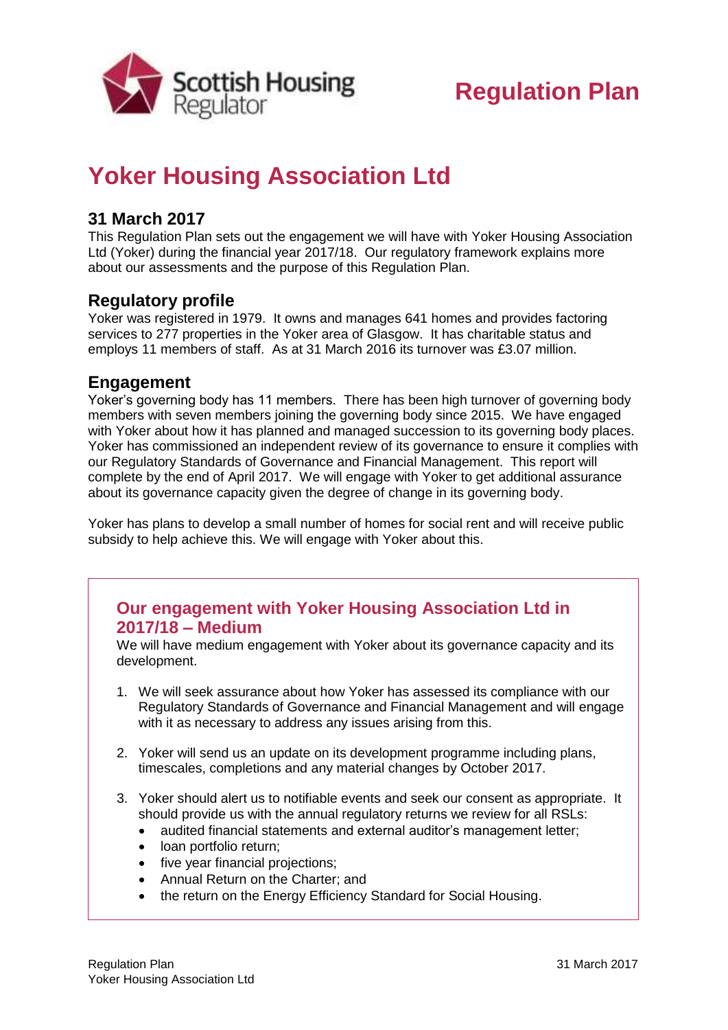# Regulation Plan

# Yoker Housing Association Ltd

## 31 March 2017

This Regulation Plan sets out the engagement we will have with Yoker Housing Association Ltd (Yoker) during the financial year 2017/18. Our regulatory framework explains more about our assessments and the purpose of this Regulation Plan.

## Regulatory profile

Yoker was registered in 1979. It owns and manages 641 homes and provides factoring services to 277 properties in the Yoker area of Glasgow. It has charitable status and employs 11 members of staff. As at 31 March 2016 its turnover was £3.07 million.

## Engagement

Yoker's governing body has 11 members. There has been high turnover of governing body members with seven members joining the governing body since 2015. We have engaged with Yoker about how it has planned and managed succession to its governing body places. Yoker has commissioned an independent review of its governance to ensure it complies with our Regulatory Standards of Governance and Financial Management. This report will complete by the end of April 2017. We will engage with Yoker to get additional assurance about its governance capacity given the degree of change in its governing body.

Yoker has plans to develop a small number of homes for social rent and will receive public subsidy to help achieve this. We will engage with Yoker about this.

### Our engagement with Yoker Housing Association Ltd in 2017/18 – Medium

We will have medium engagement with Yoker about its governance capacity and its development.

1. We will seek assurance about how Yoker has assessed its compliance with our Regulatory Standards of Governance and Financial Management and will engage with it as necessary to address any issues arising from this.

2. Yoker will send us an update on its development programme including plans, timescales, completions and any material changes by October 2017.

3. Yoker should alert us to notifiable events and seek our consent as appropriate. It should provide us with the annual regulatory returns we review for all RSLs:
   - audited financial statements and external auditor's management letter;
   - loan portfolio return;
   - five year financial projections;
   - Annual Return on the Charter; and
   - the return on the Energy Efficiency Standard for Social Housing.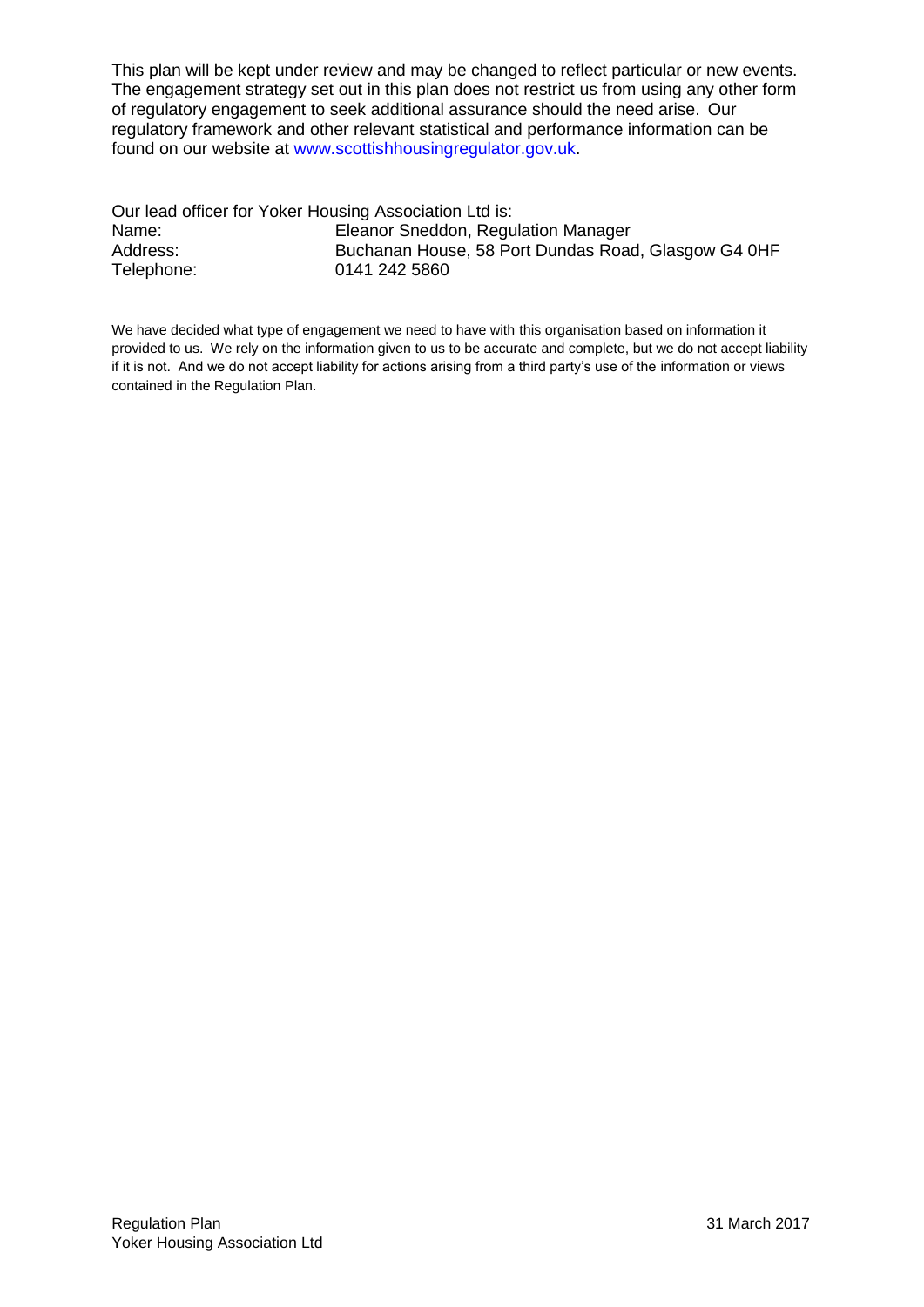This plan will be kept under review and may be changed to reflect particular or new events. The engagement strategy set out in this plan does not restrict us from using any other form of regulatory engagement to seek additional assurance should the need arise. Our regulatory framework and other relevant statistical and performance information can be found on our website at www.scottishhousingregulator.gov.uk.

Our lead officer for Yoker Housing Association Ltd is:

| | |
|---|---|
| Name: | Eleanor Sneddon, Regulation Manager |
| Address: | Buchanan House, 58 Port Dundas Road, Glasgow G4 0HF |
| Telephone: | 0141 242 5860 |

We have decided what type of engagement we need to have with this organisation based on information it provided to us. We rely on the information given to us to be accurate and complete, but we do not accept liability if it is not. And we do not accept liability for actions arising from a third party's use of the information or views contained in the Regulation Plan.